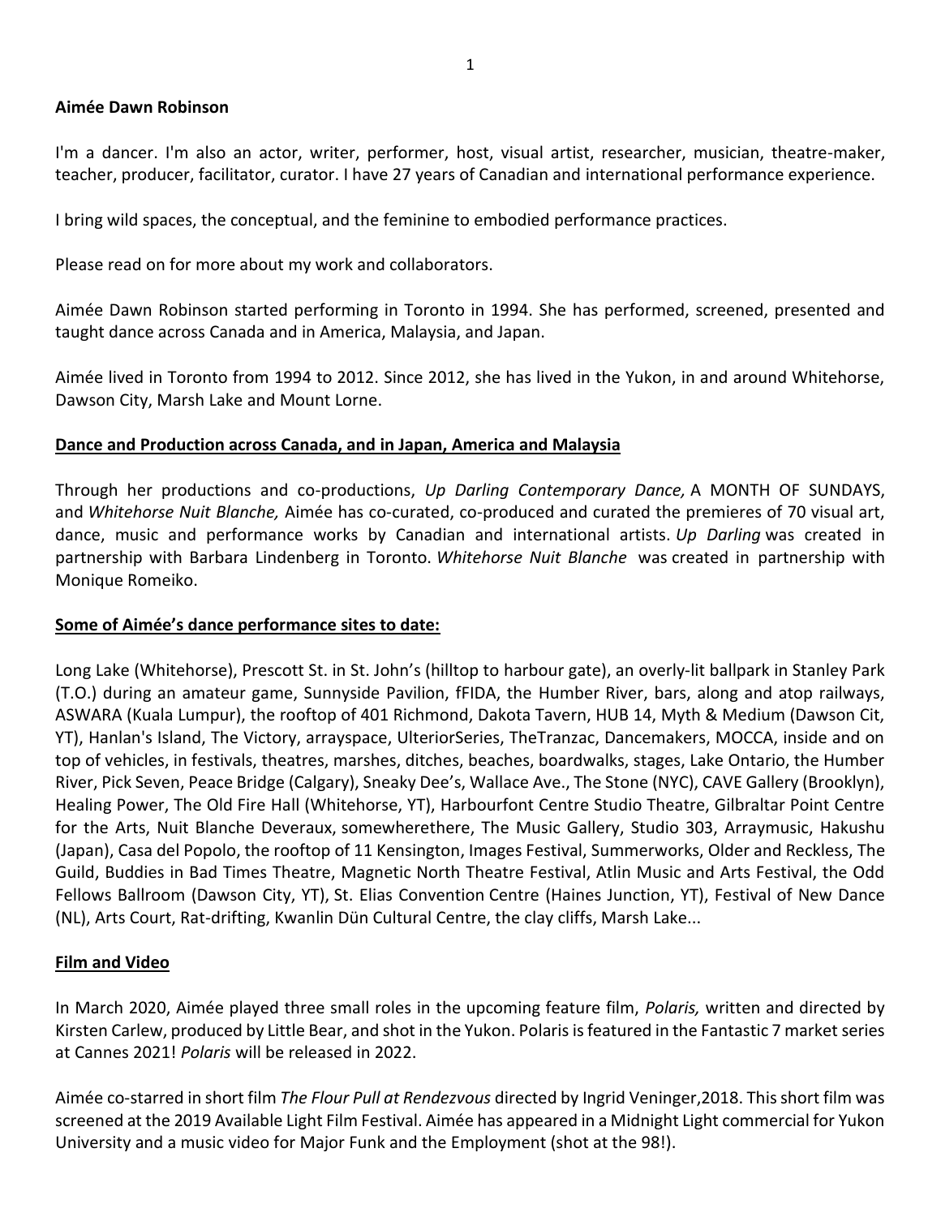**Aimée Dawn Robinson**

I'm a dancer. I'm also an actor, writer, performer, host, visual artist, researcher, musician, theatre-maker, teacher, producer, facilitator, curator. I have 27 years of Canadian and international performance experience.

I bring wild spaces, the conceptual, and the feminine to embodied performance practices.

Please read on for more about my work and collaborators.

Aimée Dawn Robinson started performing in Toronto in 1994. She has performed, screened, presented and taught dance across Canada and in America, Malaysia, and Japan.

Aimée lived in Toronto from 1994 to 2012. Since 2012, she has lived in the Yukon, in and around Whitehorse, Dawson City, Marsh Lake and Mount Lorne.

**Dance and Production across Canada, and in Japan, America and Malaysia**

Through her productions and co-productions, *Up Darling Contemporary Dance,* A MONTH OF SUNDAYS, and *Whitehorse Nuit Blanche,* Aimée has co-curated, co-produced and curated the premieres of 70 visual art, dance, music and performance works by Canadian and international artists. *Up Darling* was created in partnership with Barbara Lindenberg in Toronto. *Whitehorse Nuit Blanche* was created in partnership with Monique Romeiko.

**Some of Aimée's dance performance sites to date:**

Long Lake (Whitehorse), Prescott St. in St. John's (hilltop to harbour gate), an overly-lit ballpark in Stanley Park (T.O.) during an amateur game, Sunnyside Pavilion, fFIDA, the Humber River, bars, along and atop railways, ASWARA (Kuala Lumpur), the rooftop of 401 Richmond, Dakota Tavern, HUB 14, Myth & Medium (Dawson Cit, YT), Hanlan's Island, The Victory, arrayspace, UlteriorSeries, TheTranzac, Dancemakers, MOCCA, inside and on top of vehicles, in festivals, theatres, marshes, ditches, beaches, boardwalks, stages, Lake Ontario, the Humber River, Pick Seven, Peace Bridge (Calgary), Sneaky Dee's, Wallace Ave., The Stone (NYC), CAVE Gallery (Brooklyn), Healing Power, The Old Fire Hall (Whitehorse, YT), Harbourfont Centre Studio Theatre, Gilbraltar Point Centre for the Arts, Nuit Blanche Deveraux, somewherethere, The Music Gallery, Studio 303, Arraymusic, Hakushu (Japan), Casa del Popolo, the rooftop of 11 Kensington, Images Festival, Summerworks, Older and Reckless, The Guild, Buddies in Bad Times Theatre, Magnetic North Theatre Festival, Atlin Music and Arts Festival, the Odd Fellows Ballroom (Dawson City, YT), St. Elias Convention Centre (Haines Junction, YT), Festival of New Dance (NL), Arts Court, Rat-drifting, Kwanlin Dün Cultural Centre, the clay cliffs, Marsh Lake...

**Film and Video**

In March 2020, Aimée played three small roles in the upcoming feature film, *Polaris,* written and directed by Kirsten Carlew, produced by Little Bear, and shot in the Yukon. Polaris is featured in the Fantastic 7 market series at Cannes 2021! *Polaris* will be released in 2022.

Aimée co-starred in short film *The Flour Pull at Rendezvous* directed by Ingrid Veninger,2018. This short film was screened at the 2019 Available Light Film Festival. Aimée has appeared in a Midnight Light commercial for Yukon University and a music video for Major Funk and the Employment (shot at the 98!).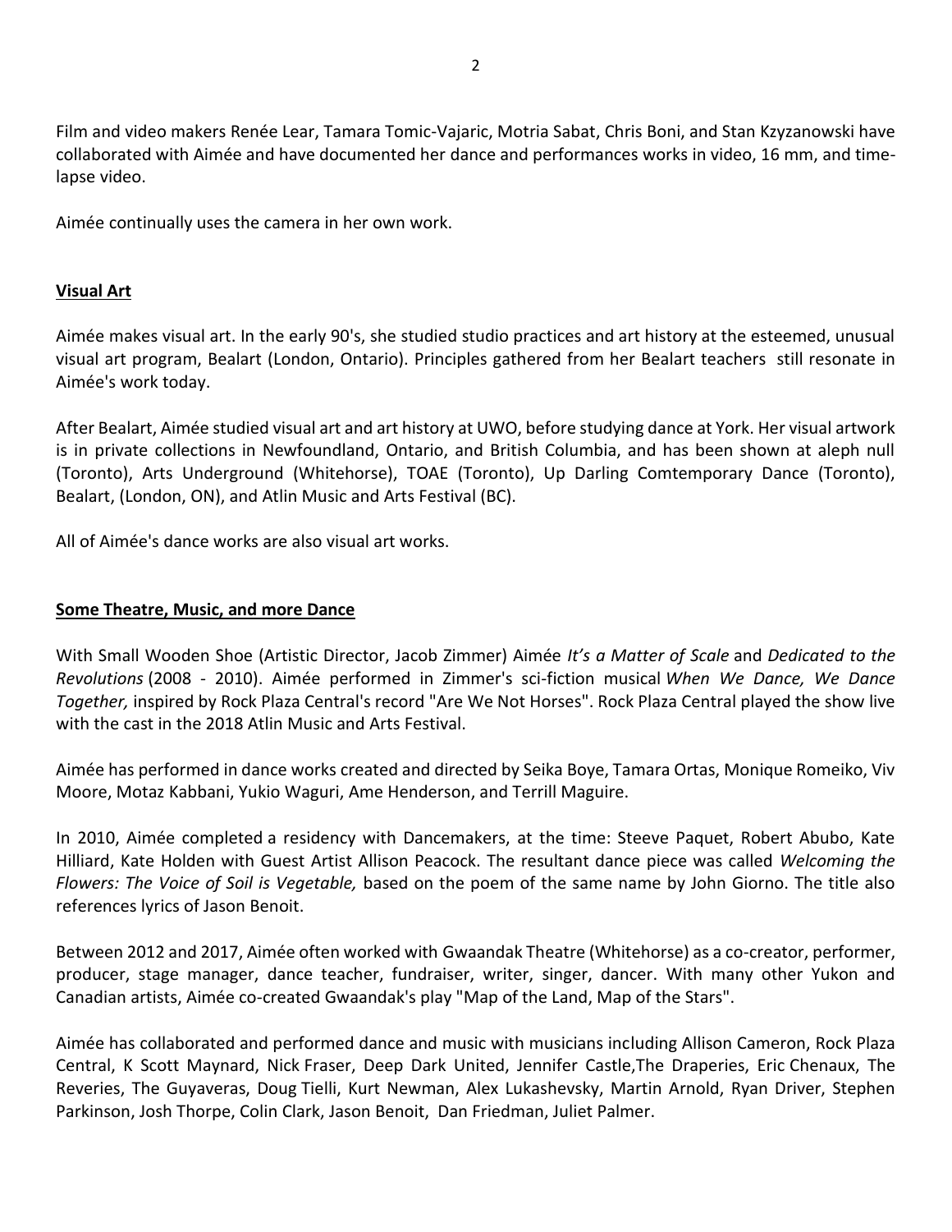Film and video makers Renée Lear, Tamara Tomic-Vajaric, Motria Sabat, Chris Boni, and Stan Kzyzanowski have collaborated with Aimée and have documented her dance and performances works in video, 16 mm, and time-lapse video.

Aimée continually uses the camera in her own work.

## Visual Art

Aimée makes visual art. In the early 90's, she studied studio practices and art history at the esteemed, unusual visual art program, Bealart (London, Ontario). Principles gathered from her Bealart teachers still resonate in Aimée's work today.

After Bealart, Aimée studied visual art and art history at UWO, before studying dance at York. Her visual artwork is in private collections in Newfoundland, Ontario, and British Columbia, and has been shown at aleph null (Toronto), Arts Underground (Whitehorse), TOAE (Toronto), Up Darling Comtemporary Dance (Toronto), Bealart, (London, ON), and Atlin Music and Arts Festival (BC).

All of Aimée's dance works are also visual art works.

## Some Theatre, Music, and more Dance

With Small Wooden Shoe (Artistic Director, Jacob Zimmer) Aimée *It's a Matter of Scale* and *Dedicated to the Revolutions* (2008 - 2010). Aimée performed in Zimmer's sci-fiction musical *When We Dance, We Dance Together,* inspired by Rock Plaza Central's record "Are We Not Horses". Rock Plaza Central played the show live with the cast in the 2018 Atlin Music and Arts Festival.

Aimée has performed in dance works created and directed by Seika Boye, Tamara Ortas, Monique Romeiko, Viv Moore, Motaz Kabbani, Yukio Waguri, Ame Henderson, and Terrill Maguire.

In 2010, Aimée completed a residency with Dancemakers, at the time: Steeve Paquet, Robert Abubo, Kate Hilliard, Kate Holden with Guest Artist Allison Peacock. The resultant dance piece was called *Welcoming the Flowers: The Voice of Soil is Vegetable,* based on the poem of the same name by John Giorno. The title also references lyrics of Jason Benoit.

Between 2012 and 2017, Aimée often worked with Gwaandak Theatre (Whitehorse) as a co-creator, performer, producer, stage manager, dance teacher, fundraiser, writer, singer, dancer. With many other Yukon and Canadian artists, Aimée co-created Gwaandak's play "Map of the Land, Map of the Stars".

Aimée has collaborated and performed dance and music with musicians including Allison Cameron, Rock Plaza Central, K Scott Maynard, Nick Fraser, Deep Dark United, Jennifer Castle,The Draperies, Eric Chenaux, The Reveries, The Guyaveras, Doug Tielli, Kurt Newman, Alex Lukashevsky, Martin Arnold, Ryan Driver, Stephen Parkinson, Josh Thorpe, Colin Clark, Jason Benoit, Dan Friedman, Juliet Palmer.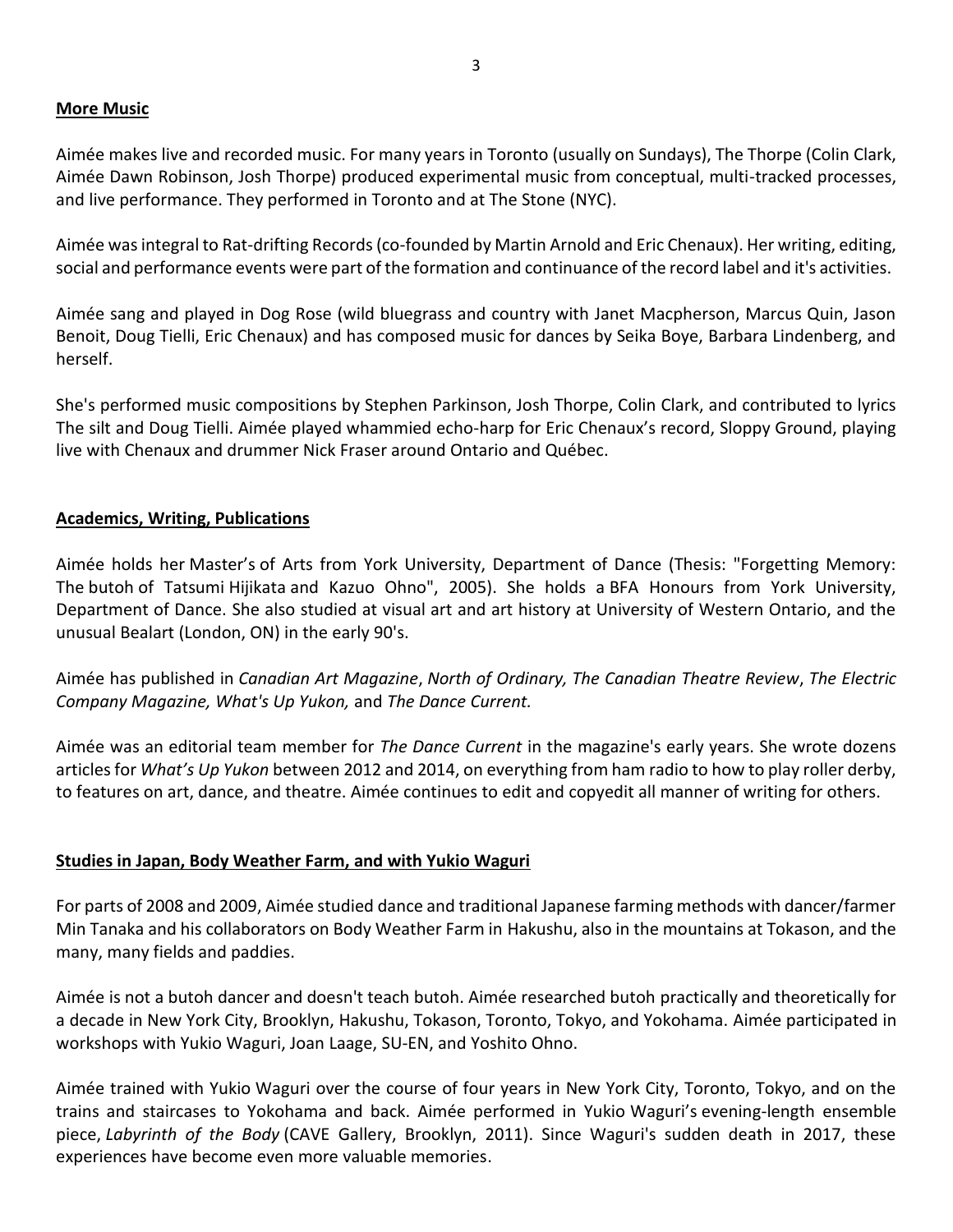## More Music

Aimée makes live and recorded music. For many years in Toronto (usually on Sundays), The Thorpe (Colin Clark, Aimée Dawn Robinson, Josh Thorpe) produced experimental music from conceptual, multi-tracked processes, and live performance. They performed in Toronto and at The Stone (NYC).

Aimée was integral to Rat-drifting Records (co-founded by Martin Arnold and Eric Chenaux). Her writing, editing, social and performance events were part of the formation and continuance of the record label and it's activities.

Aimée sang and played in Dog Rose (wild bluegrass and country with Janet Macpherson, Marcus Quin, Jason Benoit, Doug Tielli, Eric Chenaux) and has composed music for dances by Seika Boye, Barbara Lindenberg, and herself.

She's performed music compositions by Stephen Parkinson, Josh Thorpe, Colin Clark, and contributed to lyrics The silt and Doug Tielli. Aimée played whammied echo-harp for Eric Chenaux's record, Sloppy Ground, playing live with Chenaux and drummer Nick Fraser around Ontario and Québec.

## Academics, Writing, Publications

Aimée holds her Master's of Arts from York University, Department of Dance (Thesis: "Forgetting Memory: The butoh of Tatsumi Hijikata and Kazuo Ohno", 2005). She holds a BFA Honours from York University, Department of Dance. She also studied at visual art and art history at University of Western Ontario, and the unusual Bealart (London, ON) in the early 90's.

Aimée has published in *Canadian Art Magazine*, *North of Ordinary, The Canadian Theatre Review*, *The Electric Company Magazine, What's Up Yukon,* and *The Dance Current.*

Aimée was an editorial team member for *The Dance Current* in the magazine's early years. She wrote dozens articles for *What's Up Yukon* between 2012 and 2014, on everything from ham radio to how to play roller derby, to features on art, dance, and theatre. Aimée continues to edit and copyedit all manner of writing for others.

## Studies in Japan, Body Weather Farm, and with Yukio Waguri

For parts of 2008 and 2009, Aimée studied dance and traditional Japanese farming methods with dancer/farmer Min Tanaka and his collaborators on Body Weather Farm in Hakushu, also in the mountains at Tokason, and the many, many fields and paddies.

Aimée is not a butoh dancer and doesn't teach butoh. Aimée researched butoh practically and theoretically for a decade in New York City, Brooklyn, Hakushu, Tokason, Toronto, Tokyo, and Yokohama. Aimée participated in workshops with Yukio Waguri, Joan Laage, SU-EN, and Yoshito Ohno.

Aimée trained with Yukio Waguri over the course of four years in New York City, Toronto, Tokyo, and on the trains and staircases to Yokohama and back. Aimée performed in Yukio Waguri's evening-length ensemble piece, *Labyrinth of the Body* (CAVE Gallery, Brooklyn, 2011). Since Waguri's sudden death in 2017, these experiences have become even more valuable memories.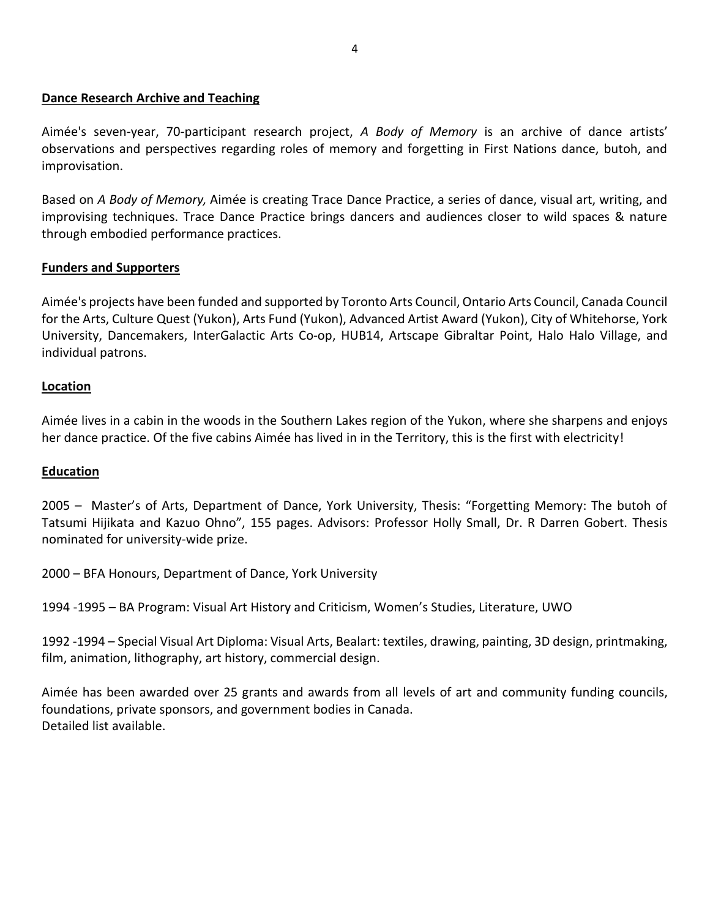## Dance Research Archive and Teaching

Aimée's seven-year, 70-participant research project, *A Body of Memory* is an archive of dance artists' observations and perspectives regarding roles of memory and forgetting in First Nations dance, butoh, and improvisation.

Based on *A Body of Memory,* Aimée is creating Trace Dance Practice, a series of dance, visual art, writing, and improvising techniques. Trace Dance Practice brings dancers and audiences closer to wild spaces & nature through embodied performance practices.

## Funders and Supporters

Aimée's projects have been funded and supported by Toronto Arts Council, Ontario Arts Council, Canada Council for the Arts, Culture Quest (Yukon), Arts Fund (Yukon), Advanced Artist Award (Yukon), City of Whitehorse, York University, Dancemakers, InterGalactic Arts Co-op, HUB14, Artscape Gibraltar Point, Halo Halo Village, and individual patrons.

## Location

Aimée lives in a cabin in the woods in the Southern Lakes region of the Yukon, where she sharpens and enjoys her dance practice. Of the five cabins Aimée has lived in in the Territory, this is the first with electricity!

## Education

2005 – Master's of Arts, Department of Dance, York University, Thesis: "Forgetting Memory: The butoh of Tatsumi Hijikata and Kazuo Ohno", 155 pages. Advisors: Professor Holly Small, Dr. R Darren Gobert. Thesis nominated for university-wide prize.

2000 – BFA Honours, Department of Dance, York University

1994 -1995 – BA Program: Visual Art History and Criticism, Women's Studies, Literature, UWO

1992 -1994 – Special Visual Art Diploma: Visual Arts, Bealart: textiles, drawing, painting, 3D design, printmaking, film, animation, lithography, art history, commercial design.

Aimée has been awarded over 25 grants and awards from all levels of art and community funding councils, foundations, private sponsors, and government bodies in Canada.
Detailed list available.